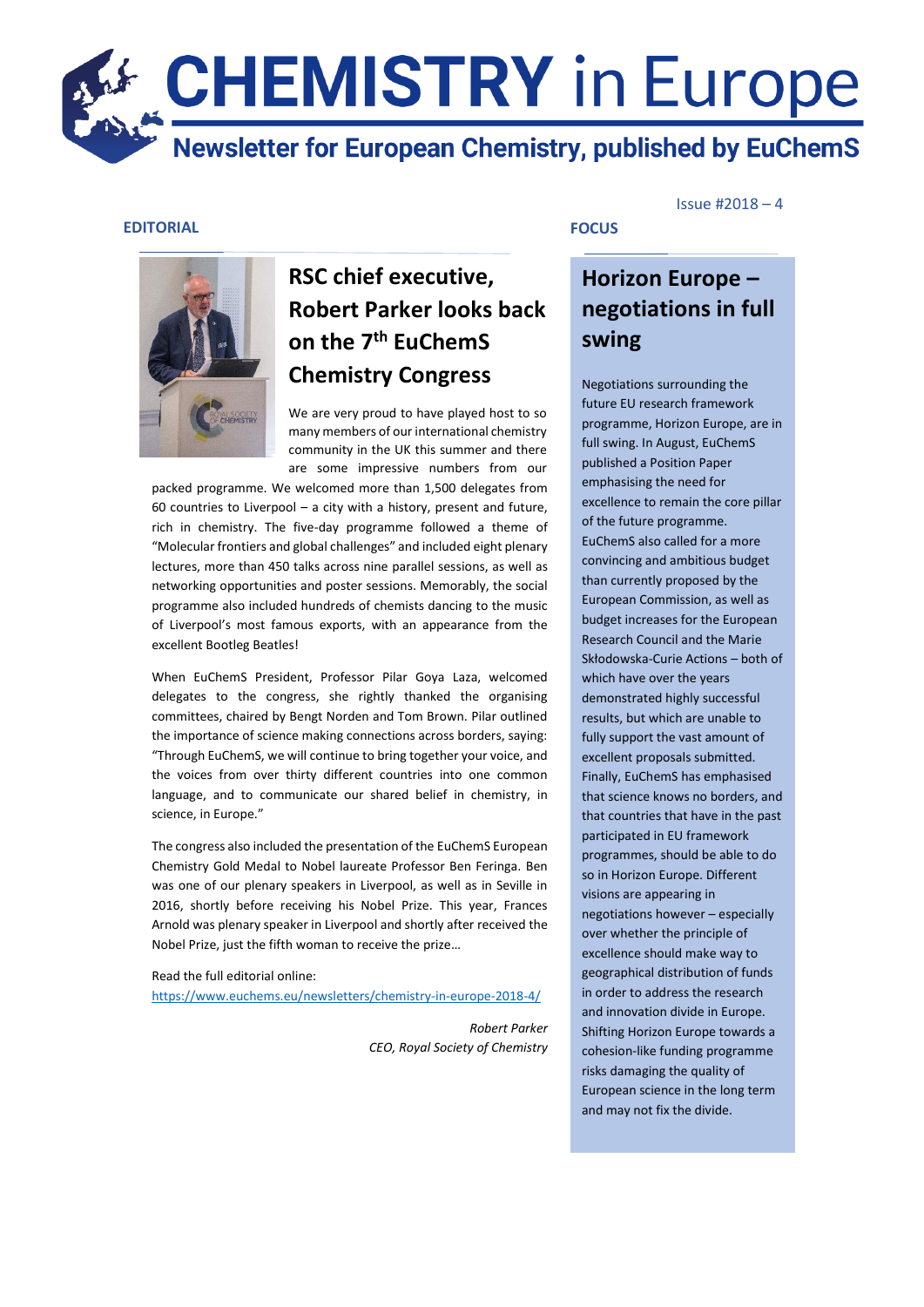# CHEMISTRY in Europe

## Newsletter for European Chemistry, published by EuChemS

Issue #2018 – 4

**EDITORIAL**

## RSC chief executive, Robert Parker looks back on the 7th EuChemS Chemistry Congress

We are very proud to have played host to so many members of our international chemistry community in the UK this summer and there are some impressive numbers from our packed programme. We welcomed more than 1,500 delegates from 60 countries to Liverpool – a city with a history, present and future, rich in chemistry. The five-day programme followed a theme of "Molecular frontiers and global challenges" and included eight plenary lectures, more than 450 talks across nine parallel sessions, as well as networking opportunities and poster sessions. Memorably, the social programme also included hundreds of chemists dancing to the music of Liverpool's most famous exports, with an appearance from the excellent Bootleg Beatles!

When EuChemS President, Professor Pilar Goya Laza, welcomed delegates to the congress, she rightly thanked the organising committees, chaired by Bengt Norden and Tom Brown. Pilar outlined the importance of science making connections across borders, saying: "Through EuChemS, we will continue to bring together your voice, and the voices from over thirty different countries into one common language, and to communicate our shared belief in chemistry, in science, in Europe."

The congress also included the presentation of the EuChemS European Chemistry Gold Medal to Nobel laureate Professor Ben Feringa. Ben was one of our plenary speakers in Liverpool, as well as in Seville in 2016, shortly before receiving his Nobel Prize. This year, Frances Arnold was plenary speaker in Liverpool and shortly after received the Nobel Prize, just the fifth woman to receive the prize…

Read the full editorial online:
https://www.euchems.eu/newsletters/chemistry-in-europe-2018-4/

*Robert Parker*
*CEO, Royal Society of Chemistry*

**FOCUS**

## Horizon Europe – negotiations in full swing

Negotiations surrounding the future EU research framework programme, Horizon Europe, are in full swing. In August, EuChemS published a Position Paper emphasising the need for excellence to remain the core pillar of the future programme. EuChemS also called for a more convincing and ambitious budget than currently proposed by the European Commission, as well as budget increases for the European Research Council and the Marie Skłodowska-Curie Actions – both of which have over the years demonstrated highly successful results, but which are unable to fully support the vast amount of excellent proposals submitted. Finally, EuChemS has emphasised that science knows no borders, and that countries that have in the past participated in EU framework programmes, should be able to do so in Horizon Europe. Different visions are appearing in negotiations however – especially over whether the principle of excellence should make way to geographical distribution of funds in order to address the research and innovation divide in Europe. Shifting Horizon Europe towards a cohesion-like funding programme risks damaging the quality of European science in the long term and may not fix the divide.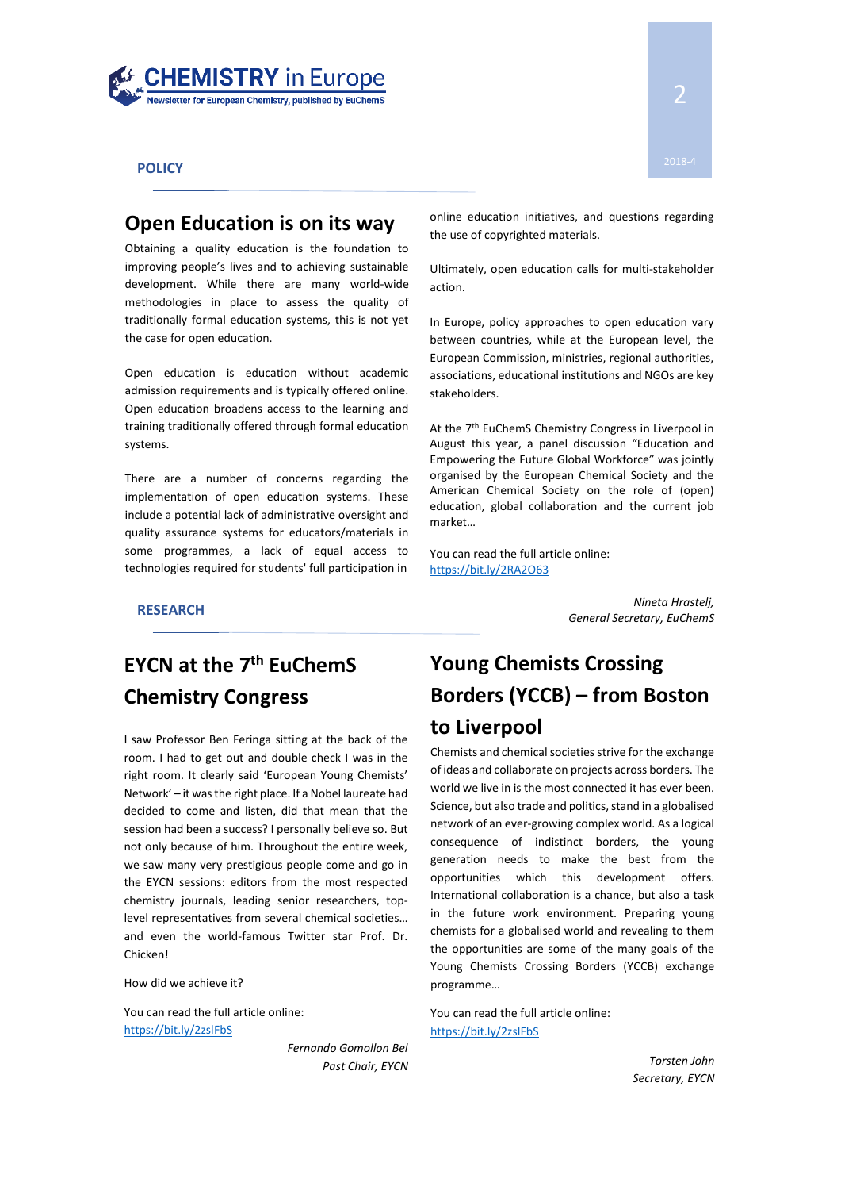## POLICY

## Open Education is on its way

Obtaining a quality education is the foundation to improving people's lives and to achieving sustainable development. While there are many world-wide methodologies in place to assess the quality of traditionally formal education systems, this is not yet the case for open education.

Open education is education without academic admission requirements and is typically offered online. Open education broadens access to the learning and training traditionally offered through formal education systems.

There are a number of concerns regarding the implementation of open education systems. These include a potential lack of administrative oversight and quality assurance systems for educators/materials in some programmes, a lack of equal access to technologies required for students' full participation in online education initiatives, and questions regarding the use of copyrighted materials.

Ultimately, open education calls for multi-stakeholder action.

In Europe, policy approaches to open education vary between countries, while at the European level, the European Commission, ministries, regional authorities, associations, educational institutions and NGOs are key stakeholders.

At the 7th EuChemS Chemistry Congress in Liverpool in August this year, a panel discussion "Education and Empowering the Future Global Workforce" was jointly organised by the European Chemical Society and the American Chemical Society on the role of (open) education, global collaboration and the current job market…

You can read the full article online:
https://bit.ly/2RA2O63

*Nineta Hrastelj,*
*General Secretary, EuChemS*

## RESEARCH

## EYCN at the 7th EuChemS Chemistry Congress

I saw Professor Ben Feringa sitting at the back of the room. I had to get out and double check I was in the right room. It clearly said 'European Young Chemists' Network' – it was the right place. If a Nobel laureate had decided to come and listen, did that mean that the session had been a success? I personally believe so. But not only because of him. Throughout the entire week, we saw many very prestigious people come and go in the EYCN sessions: editors from the most respected chemistry journals, leading senior researchers, top-level representatives from several chemical societies… and even the world-famous Twitter star Prof. Dr. Chicken!

How did we achieve it?

You can read the full article online:
https://bit.ly/2zslFbS

*Fernando Gomollon Bel*
*Past Chair, EYCN*

## Young Chemists Crossing Borders (YCCB) – from Boston to Liverpool

Chemists and chemical societies strive for the exchange of ideas and collaborate on projects across borders. The world we live in is the most connected it has ever been. Science, but also trade and politics, stand in a globalised network of an ever-growing complex world. As a logical consequence of indistinct borders, the young generation needs to make the best from the opportunities which this development offers. International collaboration is a chance, but also a task in the future work environment. Preparing young chemists for a globalised world and revealing to them the opportunities are some of the many goals of the Young Chemists Crossing Borders (YCCB) exchange programme…

You can read the full article online:
https://bit.ly/2zslFbS

*Torsten John*
*Secretary, EYCN*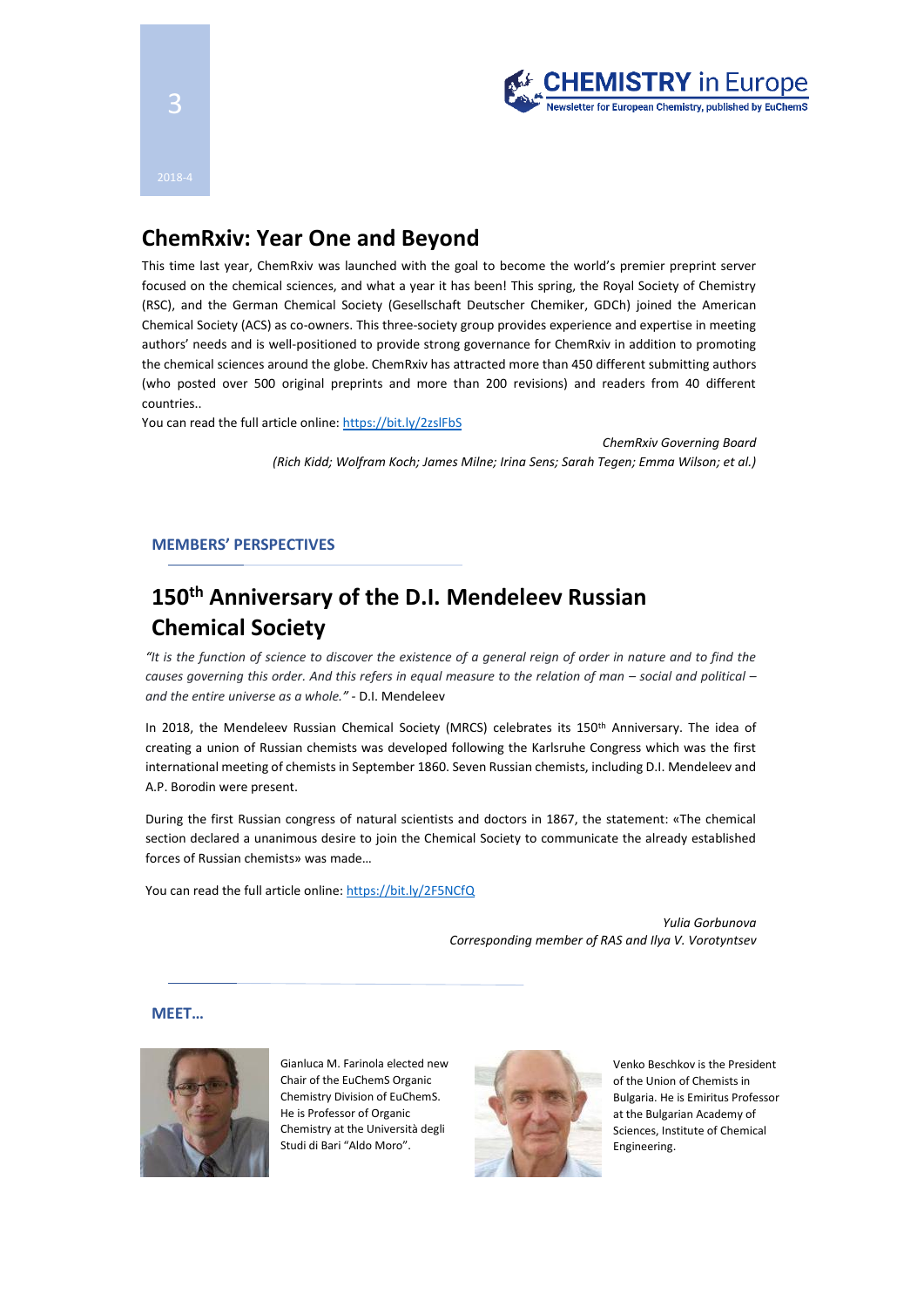## ChemRxiv: Year One and Beyond

This time last year, ChemRxiv was launched with the goal to become the world's premier preprint server focused on the chemical sciences, and what a year it has been! This spring, the Royal Society of Chemistry (RSC), and the German Chemical Society (Gesellschaft Deutscher Chemiker, GDCh) joined the American Chemical Society (ACS) as co-owners. This three-society group provides experience and expertise in meeting authors' needs and is well-positioned to provide strong governance for ChemRxiv in addition to promoting the chemical sciences around the globe. ChemRxiv has attracted more than 450 different submitting authors (who posted over 500 original preprints and more than 200 revisions) and readers from 40 different countries..

You can read the full article online: https://bit.ly/2zslFbS

*ChemRxiv Governing Board*
*(Rich Kidd; Wolfram Koch; James Milne; Irina Sens; Sarah Tegen; Emma Wilson; et al.)*

### MEMBERS' PERSPECTIVES

## 150th Anniversary of the D.I. Mendeleev Russian Chemical Society

*"It is the function of science to discover the existence of a general reign of order in nature and to find the causes governing this order. And this refers in equal measure to the relation of man – social and political – and the entire universe as a whole."* - D.I. Mendeleev

In 2018, the Mendeleev Russian Chemical Society (MRCS) celebrates its 150th Anniversary. The idea of creating a union of Russian chemists was developed following the Karlsruhe Congress which was the first international meeting of chemists in September 1860. Seven Russian chemists, including D.I. Mendeleev and A.P. Borodin were present.

During the first Russian congress of natural scientists and doctors in 1867, the statement: «The chemical section declared a unanimous desire to join the Chemical Society to communicate the already established forces of Russian chemists» was made…

You can read the full article online: https://bit.ly/2F5NCfQ

*Yulia Gorbunova*
*Corresponding member of RAS and Ilya V. Vorotyntsev*

### MEET…

Gianluca M. Farinola elected new Chair of the EuChemS Organic Chemistry Division of EuChemS. He is Professor of Organic Chemistry at the Università degli Studi di Bari "Aldo Moro".

Venko Beschkov is the President of the Union of Chemists in Bulgaria. He is Emiritus Professor at the Bulgarian Academy of Sciences, Institute of Chemical Engineering.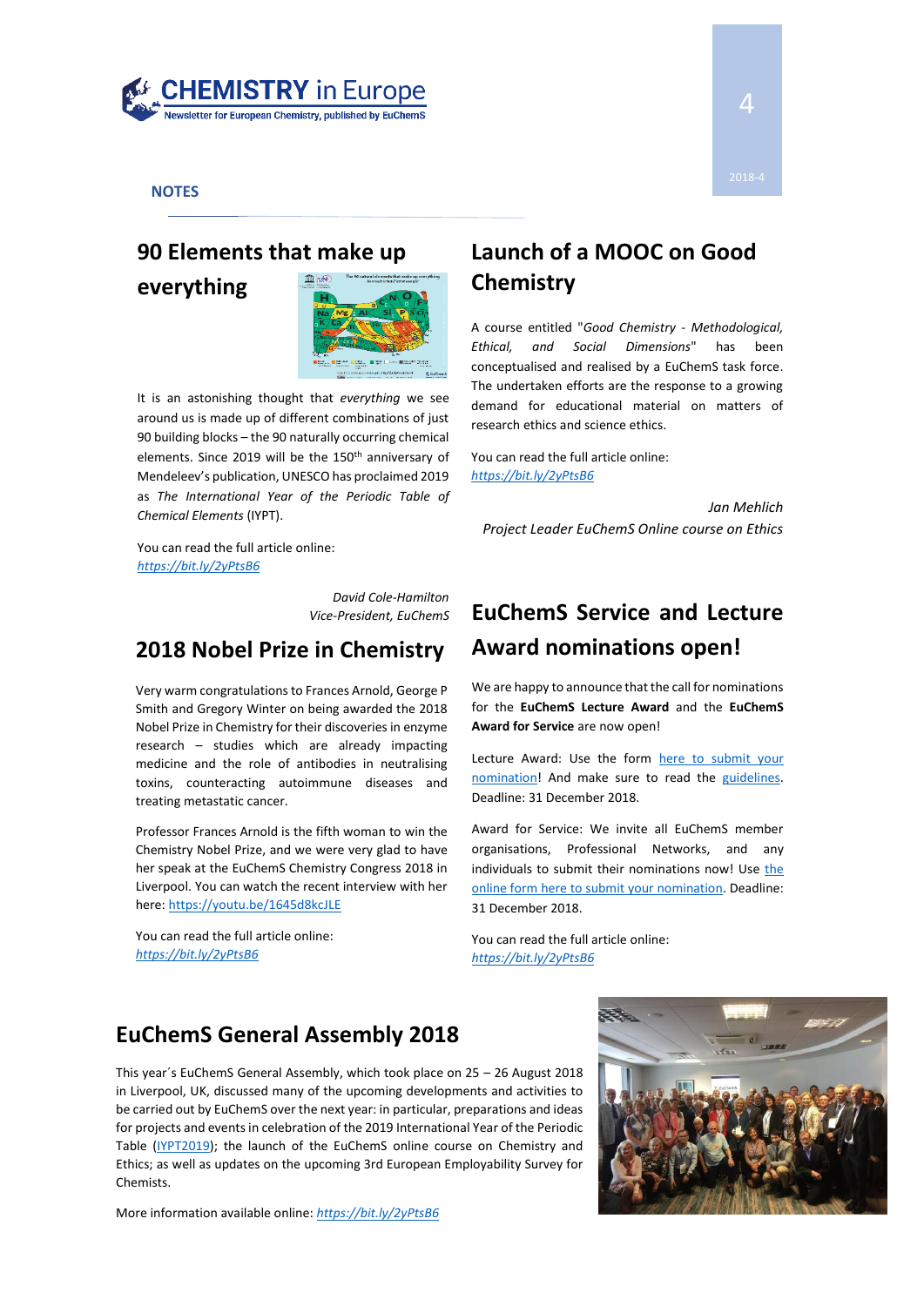## NOTES

## 90 Elements that make up everything

It is an astonishing thought that *everything* we see around us is made up of different combinations of just 90 building blocks – the 90 naturally occurring chemical elements. Since 2019 will be the 150th anniversary of Mendeleev's publication, UNESCO has proclaimed 2019 as *The International Year of the Periodic Table of Chemical Elements* (IYPT).

You can read the full article online:
*https://bit.ly/2yPtsB6*

*David Cole-Hamilton*
*Vice-President, EuChemS*

## 2018 Nobel Prize in Chemistry

Very warm congratulations to Frances Arnold, George P Smith and Gregory Winter on being awarded the 2018 Nobel Prize in Chemistry for their discoveries in enzyme research – studies which are already impacting medicine and the role of antibodies in neutralising toxins, counteracting autoimmune diseases and treating metastatic cancer.

Professor Frances Arnold is the fifth woman to win the Chemistry Nobel Prize, and we were very glad to have her speak at the EuChemS Chemistry Congress 2018 in Liverpool. You can watch the recent interview with her here: https://youtu.be/1645d8kcJLE

You can read the full article online:
*https://bit.ly/2yPtsB6*

## Launch of a MOOC on Good Chemistry

A course entitled "*Good Chemistry - Methodological, Ethical, and Social Dimensions*" has been conceptualised and realised by a EuChemS task force. The undertaken efforts are the response to a growing demand for educational material on matters of research ethics and science ethics.

You can read the full article online:
*https://bit.ly/2yPtsB6*

*Jan Mehlich*
*Project Leader EuChemS Online course on Ethics*

## EuChemS Service and Lecture Award nominations open!

We are happy to announce that the call for nominations for the **EuChemS Lecture Award** and the **EuChemS Award for Service** are now open!

Lecture Award: Use the form here to submit your nomination! And make sure to read the guidelines. Deadline: 31 December 2018.

Award for Service: We invite all EuChemS member organisations, Professional Networks, and any individuals to submit their nominations now! Use the online form here to submit your nomination. Deadline: 31 December 2018.

You can read the full article online:
*https://bit.ly/2yPtsB6*

## EuChemS General Assembly 2018

This year´s EuChemS General Assembly, which took place on 25 – 26 August 2018 in Liverpool, UK, discussed many of the upcoming developments and activities to be carried out by EuChemS over the next year: in particular, preparations and ideas for projects and events in celebration of the 2019 International Year of the Periodic Table (IYPT2019); the launch of the EuChemS online course on Chemistry and Ethics; as well as updates on the upcoming 3rd European Employability Survey for Chemists.

More information available online: *https://bit.ly/2yPtsB6*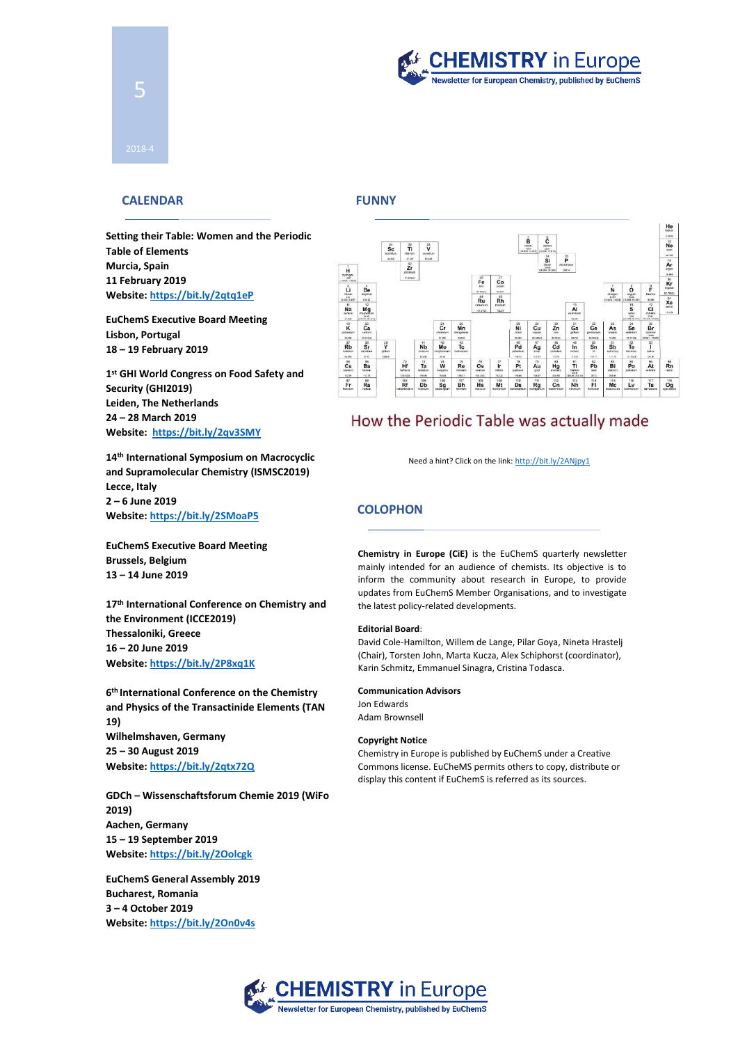## CALENDAR

**Setting their Table: Women and the Periodic Table of Elements**
**Murcia, Spain**
**11 February 2019**
**Website: https://bit.ly/2qtq1eP**

**EuChemS Executive Board Meeting**
**Lisbon, Portugal**
**18 – 19 February 2019**

**1st GHI World Congress on Food Safety and Security (GHI2019)**
**Leiden, The Netherlands**
**24 – 28 March 2019**
**Website: https://bit.ly/2qv3SMY**

**14th International Symposium on Macrocyclic and Supramolecular Chemistry (ISMSC2019)**
**Lecce, Italy**
**2 – 6 June 2019**
**Website: https://bit.ly/2SMoaP5**

**EuChemS Executive Board Meeting**
**Brussels, Belgium**
**13 – 14 June 2019**

**17th International Conference on Chemistry and the Environment (ICCE2019)**
**Thessaloniki, Greece**
**16 – 20 June 2019**
**Website: https://bit.ly/2P8xq1K**

**6th International Conference on the Chemistry and Physics of the Transactinide Elements (TAN 19)**
**Wilhelmshaven, Germany**
**25 – 30 August 2019**
**Website: https://bit.ly/2qtx72Q**

**GDCh – Wissenschaftsforum Chemie 2019 (WiFo 2019)**
**Aachen, Germany**
**15 – 19 September 2019**
**Website: https://bit.ly/2Oolcgk**

**EuChemS General Assembly 2019**
**Bucharest, Romania**
**3 – 4 October 2019**
**Website: https://bit.ly/2On0v4s**

## FUNNY

How the Periodic Table was actually made

Need a hint? Click on the link: http://bit.ly/2ANjpy1

## COLOPHON

**Chemistry in Europe (CiE)** is the EuChemS quarterly newsletter mainly intended for an audience of chemists. Its objective is to inform the community about research in Europe, to provide updates from EuChemS Member Organisations, and to investigate the latest policy-related developments.

**Editorial Board**:
David Cole-Hamilton, Willem de Lange, Pilar Goya, Nineta Hrastelj (Chair), Torsten John, Marta Kucza, Alex Schiphorst (coordinator), Karin Schmitz, Emmanuel Sinagra, Cristina Todasca.

**Communication Advisors**
Jon Edwards
Adam Brownsell

**Copyright Notice**
Chemistry in Europe is published by EuChemS under a Creative Commons license. EuCheMS permits others to copy, distribute or display this content if EuChemS is referred as its sources.